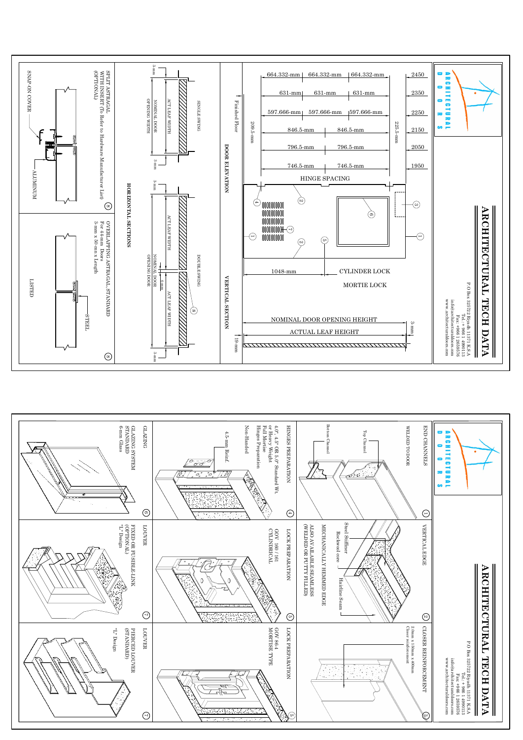# ARCHITECTURAL TECH DATA

ARCHITECTURAL DOORS

P O Box 325722 Riyadh 11371 K.S.A
Tel.: +966 1 4990113
Fax: +966 1 2659576
info@architecturaldoors.com
www.architecturaldoors.com

## DOOR ELEVATION

HINGE SPACING

| | | | |
|---|---|---|---|
| 2450 | 664.332-mm | 664.332-mm | 664.332-mm |
| 2350 | 631-mm | 631-mm | 631-mm |
| 2250 | 597.666-mm | 597.666-mm | 597.666-mm |
| 2150 | 846.5-mm | 846.5-mm | |
| 2050 | 796.5-mm | 796.5-mm | |
| 1950 | 746.5-mm | 746.5-mm | |

225.5-mm

209.5-mm

Finished Floor

1048-mm

CYLINDER LOCK

MORTIE LOCK

## VERTICAL SECTION

NOMINAL DOOR OPENING HEIGHT

ACTUAL LEAF HEIGHT

3-mm

19-mm

## HORIZONTAL SECTIONS

SINGLE SWING

3-mm

ACT.LEAF WIDTH

NOMINAL DOOR OPENING WIDTH

3-mm

DOUBLE SWING

3-mm

ACT.LEAF WIDTH

4-mm

ACT.LEAF WIDTH

NOMINAL DOOR OPENING DOOR

3-mm

SPLIT ASTRAGAL WITH INSERT (To Refer to Hardware Manufacturer List) (OPTIONAL)

SNAP-ON COVER

ALUMINUM

OVERLAPPING ASTRAGAL, STANDARD For 44-mm Doors 3-mm x 50-mm x Length

STEEL

LISTED

---

# ARCHITECTURAL TECH DATA

ARCHITECTURAL DOORS

P O Box 325722 Riyadh 11371 K.S.A
Tel.: +966 1 4990113
Fax: +966 1 2659576
info@architecturaldoors.com
www.architecturaldoors.com

### ① END CHANNELS

WELDED TO DOOR

Top Channel

Bottom Channel

### ② VERTICAL EDGE

Steel Stiffener

Rockwool core

Hairline Seam

MECHANICALLY HEMMED EDGE

ALSO AVAILABLE SEAMLESS (WELDED OR PUTTY FILLED)

### ③ CLOSER REINFORCEMENT

2.0mm x 150mm x 400mm Closer reinforcement

### ④ HINGES PREPARATION

4.0", 4.5" OR 5.0" Standard Wt. or Heavy Weight Full Mortise Hinges Preparation

Non-Handed

4.5-mm Reinf.

### ⑤ LOCK PREPARATION

GOV. 160 / 161 CYLINDRICAL

### ⑤ LOCK PREPARATION

GOV. 86-4 MORTISE TYPE

### ⑥ GLAZING

GLAZING SYSTEM STANDARD 6-mm Glass

### ⑦ LOUVER

FIXED OR FUSIBLE-LINK (OPTIONAL) "L" Design

### ⑦ LOUVER

PIERCED LOUVER (STANDARD) "L" Design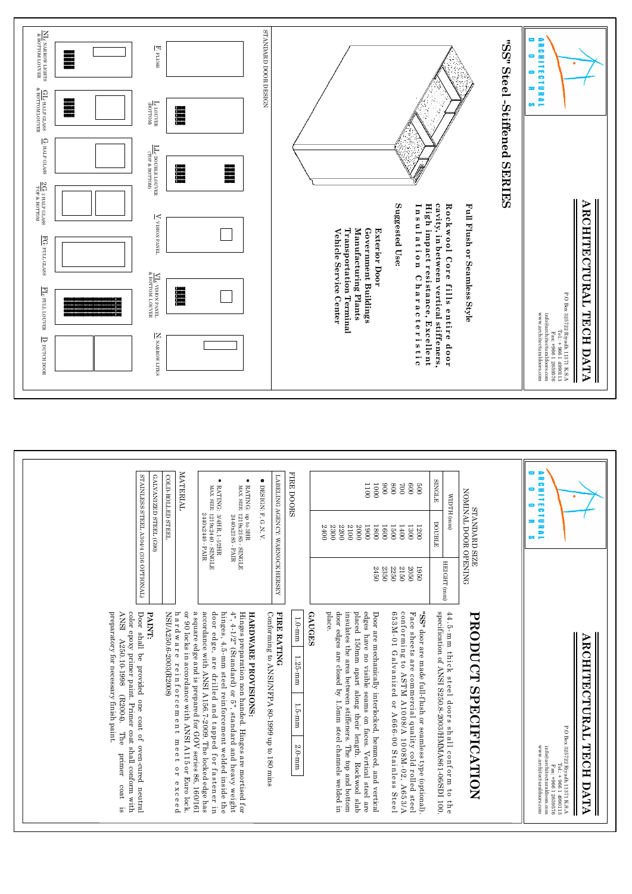# ARCHITECTURAL TECH DATA

ARCHITECTURAL DOORS

P.O Box 325722 Riyadh 11371 K.S.A
Tel.: +966 1 4990113
Fax: +966 1 2659576
info@architecturaldoors.com
www.architecturaldoors.com

# "SS" Steel -Stiffened SERIES

**Full Flush or Seamless Style**

**Rockwool Core fills entire door cavity, in between vertical stiffeners, High impact resistance, Excellent Insulation Characteristic**

**Suggested Use:**

**Exterior Door**
**Government Buildings**
**Manufacturing Plants**
**Transportation Terminal**
**Vehicle Service Center**

## STANDARD DOOR DESIGN

- F FLUSH
- L LOUVER (BOTTOM)
- LL DOUBLE LOUVER (TOP & BOTTOM)
- V VISION PANEL
- VL VISION PANEL & BOTTOM LOUVER
- N NARROW LITES
- NL NARROW LIGHTS & BOTTOM LOUVER
- GL HALF GLASS & BOTTOM LOUVER
- G HALF GLASS
- 2G 2 HALF GLASS TOP & BOTTOM
- FG FULL GLASS
- FL FULL LOUVER
- D DUTCH DOOR

---

# ARCHITECTURAL TECH DATA

ARCHITECTURAL DOORS

P.O Box 325722 Riyadh 11371 K.S.A
Tel.: +966 1 4990113
Fax: +966 1 2659576
info@architecturaldoors.com
www.architecturaldoors.com

# PRODUCT SPECIFICATION

44.5-mm thick steel doors shall conform to the specification of ANSI S250.8-2003/HMMA861-06/SDI 100.

**"SS"** door are made full-flush or seamless type (optional). Face sheets are commercial quality cold rolled steel conforming to ASTM A1008/A 1008M-02, A653/A 653M-01 Galvanized or A666-00 Stainless Steel

Door are mechanically interlocked, hemmed, and vertical edges have no visible seams on faces. Vertical steel are placed 150mm apart along their length. Rockwool slab insulates the area between stiffeners. The top and bottom door edges are closed by 1.5mm steel channels welded in place.

## GAUGES

| 1.0-mm | 1.25-mm | 1.5-mm | 2.0-mm |
|---|---|---|---|

## FIRE RATING

Conforming to ANSI/NFPA 80-1999 up to 180 mins

## HARDWARE PROVISIONS:

Hinges preparation non handed. Hinges are mortised for 4", 4-1/2" (Standard) or 5", standard and heavy weight hinges, 4.5-mm steel reinforcement welded inside the door edge, are drilled and tapped for fastener in accordance with ANSI A156.7-2009. The locked edge has a square edge and is prepared for GOV series 86, 160/161 or 90 locks in accordance with ANSI A115 or Euro lock. hardware reinforcement meet or exceed NSI/A250.6-2003(R2009)

## PAINT:

Door shall be provided one coat of oven-cured neutral color epoxy primer paint. Primer coat shall conform with ANSI A250.10-1998 (R2004). The primer coat is preparatory for necessary finish paint.

## STANDARD SIZE NOMINAL DOOR OPENING

| WIDTH (mm) | | HEIGHT (mm) |
|---|---|---|
| SINGLE | DOUBLE | |
| 500 | 1200 | 1950 |
| 600 | 1300 | 2050 |
| 700 | 1400 | 2150 |
| 800 | 1500 | 2250 |
| 900 | 1600 | 2350 |
| 1000 | 1800 | 2450 |
| 1100 | 1900 | |
| | 2000 | |
| | 2100 | |
| | 2200 | |
| | 2300 | |
| | 2400 | |

## FIRE DOORS

LABELING AGENCY: WARNOCK HERSEY

- DESIGN: F, G, N, V.
- RATING: up to 3HR
  MAX SIZE: 1219x2185 - SINGLE
  2440x2185 - PAIR
- RATING: 3/4HR, 1-1/2HR
  MAX SIZE: 1219x2440 - SINGLE
  2440x2440 - PAIR

## MATERIAL

COLD ROLLED STEEL

GALVANIZED STEEL (G90)

STAINLESS STEEL A304/4 (316 OPTIONAL)